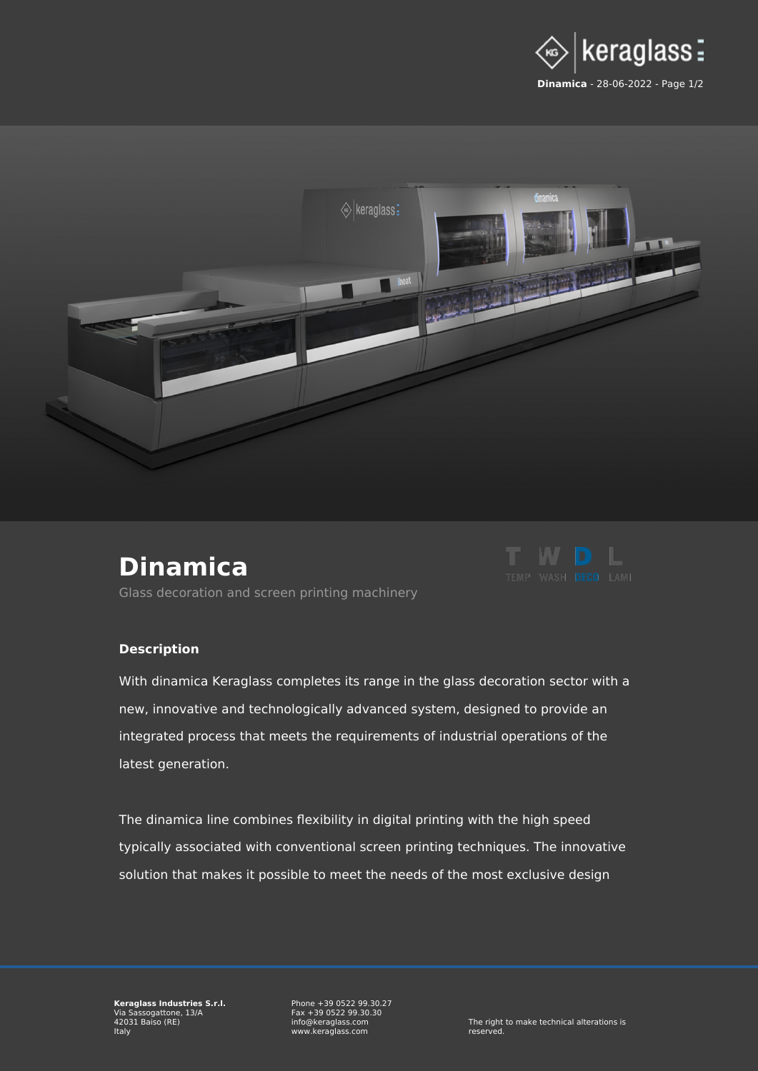# Dinamica

Glass decoration and screen printing machinery

T W D L
TEMP WASH DECO LAMI

### Description

With dinamica Keraglass completes its range in the glass decoration sector with a new, innovative and technologically advanced system, designed to provide an integrated process that meets the requirements of industrial operations of the latest generation.

The dinamica line combines flexibility in digital printing with the high speed typically associated with conventional screen printing techniques. The innovative solution that makes it possible to meet the needs of the most exclusive design

**Keraglass Industries S.r.l.**
Via Sassogattone, 13/A
42031 Baiso (RE)
Italy

Phone +39 0522 99.30.27
Fax +39 0522 99.30.30
info@keraglass.com
www.keraglass.com

The right to make technical alterations is reserved.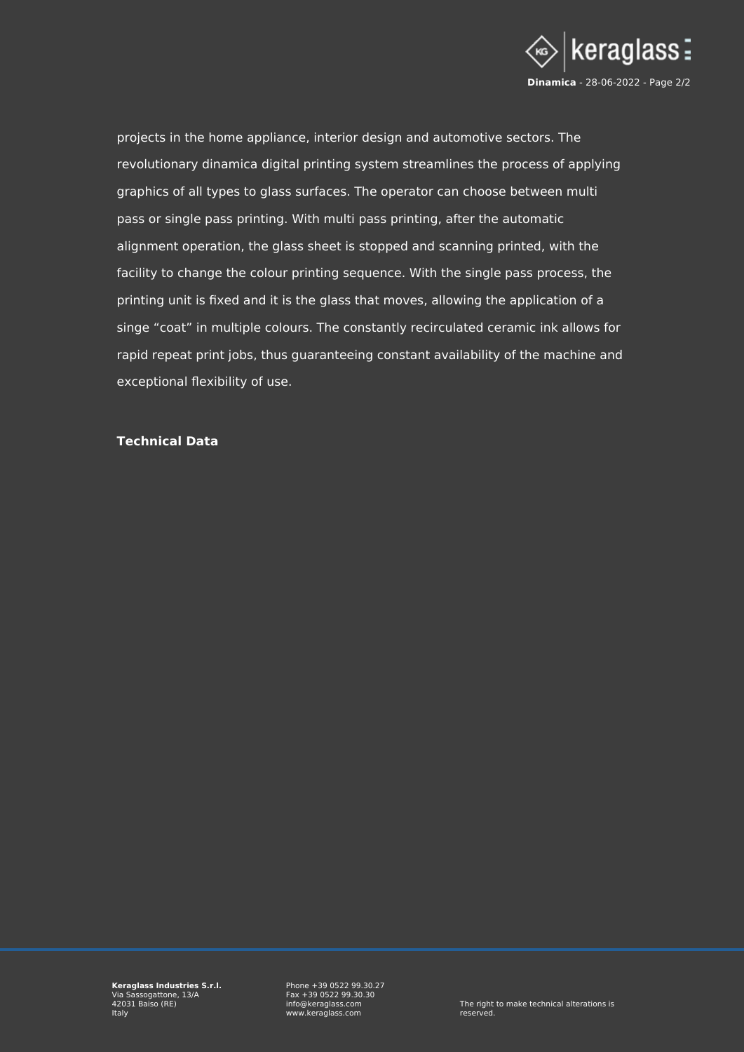projects in the home appliance, interior design and automotive sectors. The revolutionary dinamica digital printing system streamlines the process of applying graphics of all types to glass surfaces. The operator can choose between multi pass or single pass printing. With multi pass printing, after the automatic alignment operation, the glass sheet is stopped and scanning printed, with the facility to change the colour printing sequence. With the single pass process, the printing unit is fixed and it is the glass that moves, allowing the application of a singe “coat” in multiple colours. The constantly recirculated ceramic ink allows for rapid repeat print jobs, thus guaranteeing constant availability of the machine and exceptional flexibility of use.

**Technical Data**

**Keraglass Industries S.r.l.**
Via Sassogattone, 13/A
42031 Baiso (RE)
Italy

Phone +39 0522 99.30.27
Fax +39 0522 99.30.30
info@keraglass.com
www.keraglass.com

The right to make technical alterations is reserved.